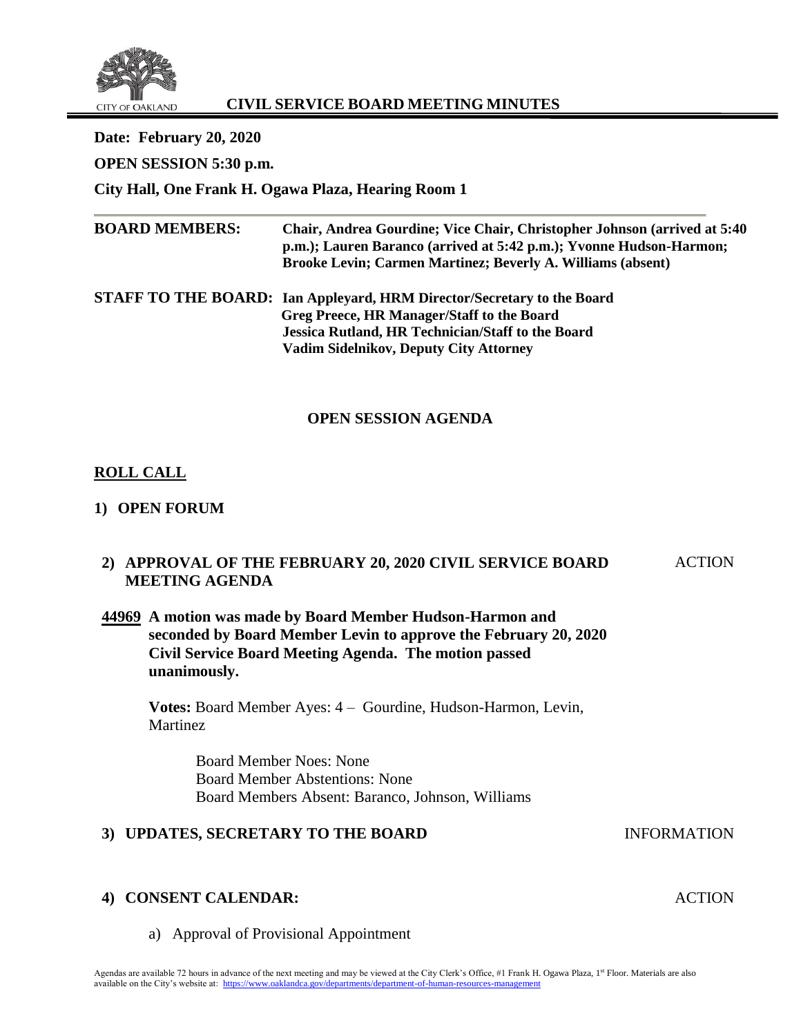# CIVIL SERVICE BOARD MEETING MINUTES

CITY OF OAKLAND

**Date: February 20, 2020**

**OPEN SESSION 5:30 p.m.**

**City Hall, One Frank H. Ogawa Plaza, Hearing Room 1**

**BOARD MEMBERS:** **Chair, Andrea Gourdine; Vice Chair, Christopher Johnson (arrived at 5:40 p.m.); Lauren Baranco (arrived at 5:42 p.m.); Yvonne Hudson-Harmon; Brooke Levin; Carmen Martinez; Beverly A. Williams (absent)**

**STAFF TO THE BOARD:** **Ian Appleyard, HRM Director/Secretary to the Board**
**Greg Preece, HR Manager/Staff to the Board**
**Jessica Rutland, HR Technician/Staff to the Board**
**Vadim Sidelnikov, Deputy City Attorney**

## OPEN SESSION AGENDA

## ROLL CALL

### 1) OPEN FORUM

### 2) APPROVAL OF THE FEBRUARY 20, 2020 CIVIL SERVICE BOARD MEETING AGENDA — ACTION

**44969 A motion was made by Board Member Hudson-Harmon and seconded by Board Member Levin to approve the February 20, 2020 Civil Service Board Meeting Agenda. The motion passed unanimously.**

**Votes:** Board Member Ayes: 4 – Gourdine, Hudson-Harmon, Levin, Martinez

Board Member Noes: None
Board Member Abstentions: None
Board Members Absent: Baranco, Johnson, Williams

### 3) UPDATES, SECRETARY TO THE BOARD — INFORMATION

### 4) CONSENT CALENDAR: — ACTION

a) Approval of Provisional Appointment

Agendas are available 72 hours in advance of the next meeting and may be viewed at the City Clerk's Office, #1 Frank H. Ogawa Plaza, 1st Floor. Materials are also available on the City's website at: https://www.oaklandca.gov/departments/department-of-human-resources-management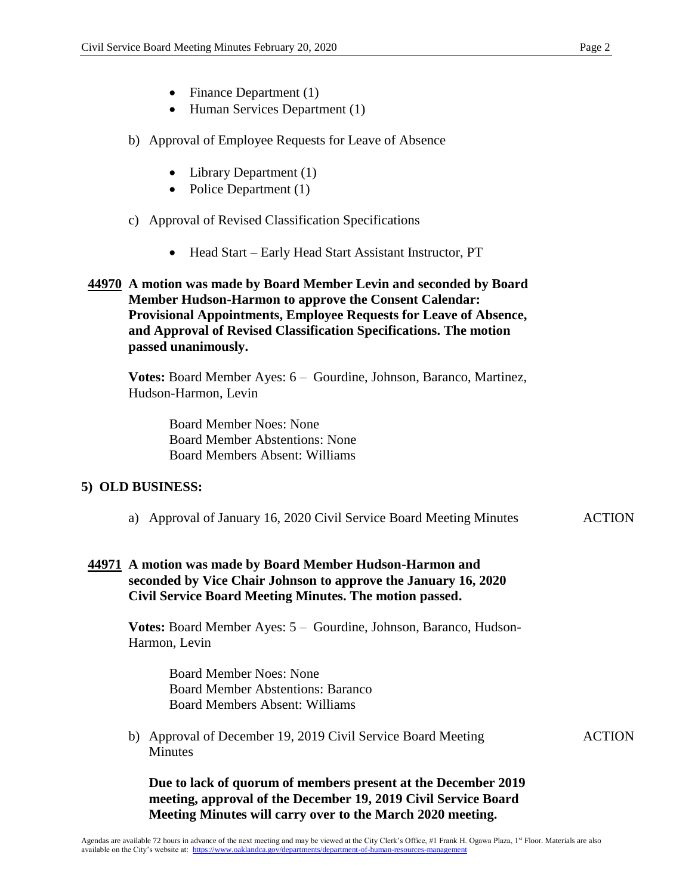- Finance Department (1)
- Human Services Department (1)

b) Approval of Employee Requests for Leave of Absence

- Library Department (1)
- Police Department (1)

c) Approval of Revised Classification Specifications

- Head Start – Early Head Start Assistant Instructor, PT

**44970 A motion was made by Board Member Levin and seconded by Board Member Hudson-Harmon to approve the Consent Calendar: Provisional Appointments, Employee Requests for Leave of Absence, and Approval of Revised Classification Specifications. The motion passed unanimously.**

**Votes:** Board Member Ayes: 6 – Gourdine, Johnson, Baranco, Martinez, Hudson-Harmon, Levin

Board Member Noes: None
Board Member Abstentions: None
Board Members Absent: Williams

## 5) OLD BUSINESS:

a) Approval of January 16, 2020 Civil Service Board Meeting Minutes — ACTION

**44971 A motion was made by Board Member Hudson-Harmon and seconded by Vice Chair Johnson to approve the January 16, 2020 Civil Service Board Meeting Minutes. The motion passed.**

**Votes:** Board Member Ayes: 5 – Gourdine, Johnson, Baranco, Hudson-Harmon, Levin

Board Member Noes: None
Board Member Abstentions: Baranco
Board Members Absent: Williams

b) Approval of December 19, 2019 Civil Service Board Meeting Minutes — ACTION

**Due to lack of quorum of members present at the December 2019 meeting, approval of the December 19, 2019 Civil Service Board Meeting Minutes will carry over to the March 2020 meeting.**

Agendas are available 72 hours in advance of the next meeting and may be viewed at the City Clerk's Office, #1 Frank H. Ogawa Plaza, 1st Floor. Materials are also available on the City's website at: https://www.oaklandca.gov/departments/department-of-human-resources-management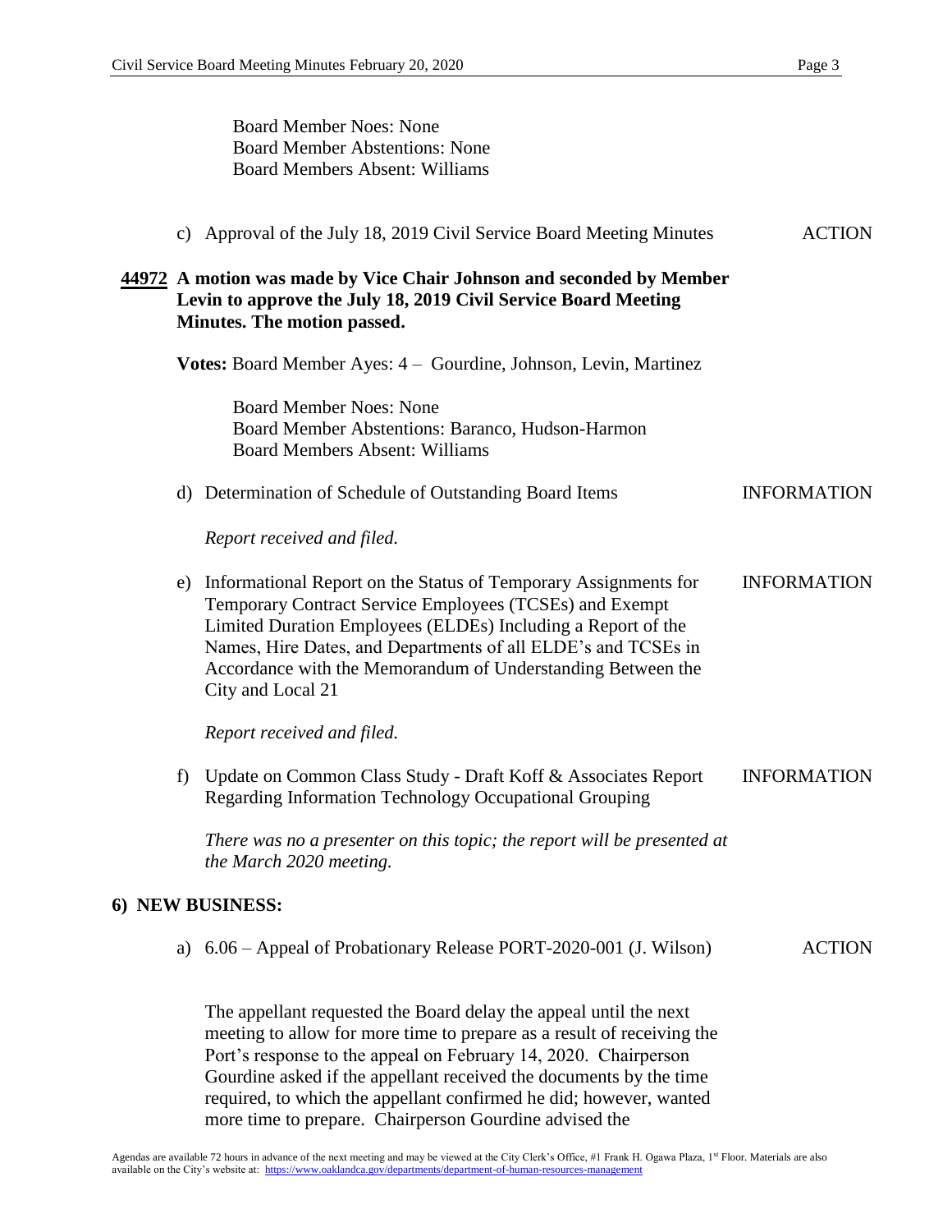Board Member Noes: None
Board Member Abstentions: None
Board Members Absent: Williams

c) Approval of the July 18, 2019 Civil Service Board Meeting Minutes — ACTION

**44972 A motion was made by Vice Chair Johnson and seconded by Member Levin to approve the July 18, 2019 Civil Service Board Meeting Minutes. The motion passed.**

**Votes:** Board Member Ayes: 4 – Gourdine, Johnson, Levin, Martinez

Board Member Noes: None
Board Member Abstentions: Baranco, Hudson-Harmon
Board Members Absent: Williams

d) Determination of Schedule of Outstanding Board Items — INFORMATION

*Report received and filed.*

e) Informational Report on the Status of Temporary Assignments for Temporary Contract Service Employees (TCSEs) and Exempt Limited Duration Employees (ELDEs) Including a Report of the Names, Hire Dates, and Departments of all ELDE's and TCSEs in Accordance with the Memorandum of Understanding Between the City and Local 21 — INFORMATION

*Report received and filed.*

f) Update on Common Class Study - Draft Koff & Associates Report Regarding Information Technology Occupational Grouping — INFORMATION

*There was no a presenter on this topic; the report will be presented at the March 2020 meeting.*

## 6) NEW BUSINESS:

a) 6.06 – Appeal of Probationary Release PORT-2020-001 (J. Wilson) — ACTION

The appellant requested the Board delay the appeal until the next meeting to allow for more time to prepare as a result of receiving the Port's response to the appeal on February 14, 2020. Chairperson Gourdine asked if the appellant received the documents by the time required, to which the appellant confirmed he did; however, wanted more time to prepare. Chairperson Gourdine advised the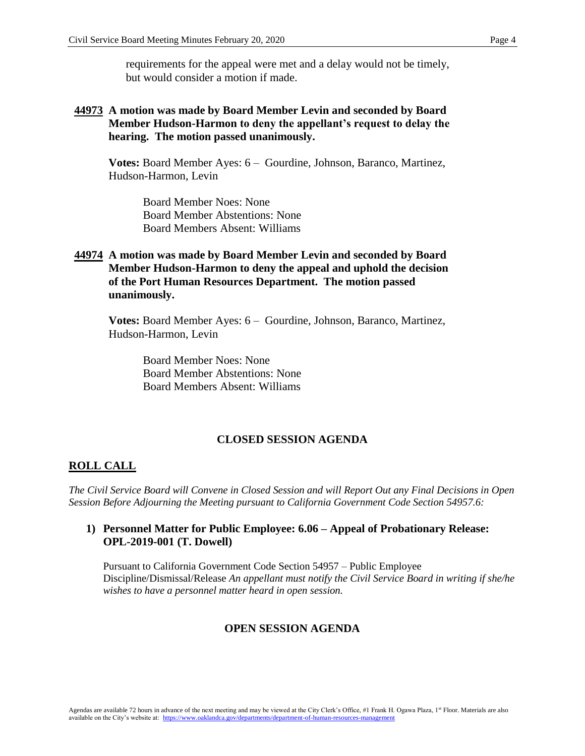requirements for the appeal were met and a delay would not be timely, but would consider a motion if made.

**44973 A motion was made by Board Member Levin and seconded by Board Member Hudson-Harmon to deny the appellant's request to delay the hearing. The motion passed unanimously.**

**Votes:** Board Member Ayes: 6 – Gourdine, Johnson, Baranco, Martinez, Hudson-Harmon, Levin

Board Member Noes: None
Board Member Abstentions: None
Board Members Absent: Williams

**44974 A motion was made by Board Member Levin and seconded by Board Member Hudson-Harmon to deny the appeal and uphold the decision of the Port Human Resources Department. The motion passed unanimously.**

**Votes:** Board Member Ayes: 6 – Gourdine, Johnson, Baranco, Martinez, Hudson-Harmon, Levin

Board Member Noes: None
Board Member Abstentions: None
Board Members Absent: Williams

## CLOSED SESSION AGENDA

## ROLL CALL

*The Civil Service Board will Convene in Closed Session and will Report Out any Final Decisions in Open Session Before Adjourning the Meeting pursuant to California Government Code Section 54957.6:*

**1) Personnel Matter for Public Employee: 6.06 – Appeal of Probationary Release: OPL-2019-001 (T. Dowell)**

Pursuant to California Government Code Section 54957 – Public Employee Discipline/Dismissal/Release *An appellant must notify the Civil Service Board in writing if she/he wishes to have a personnel matter heard in open session.*

## OPEN SESSION AGENDA

Agendas are available 72 hours in advance of the next meeting and may be viewed at the City Clerk's Office, #1 Frank H. Ogawa Plaza, 1st Floor. Materials are also available on the City's website at: https://www.oaklandca.gov/departments/department-of-human-resources-management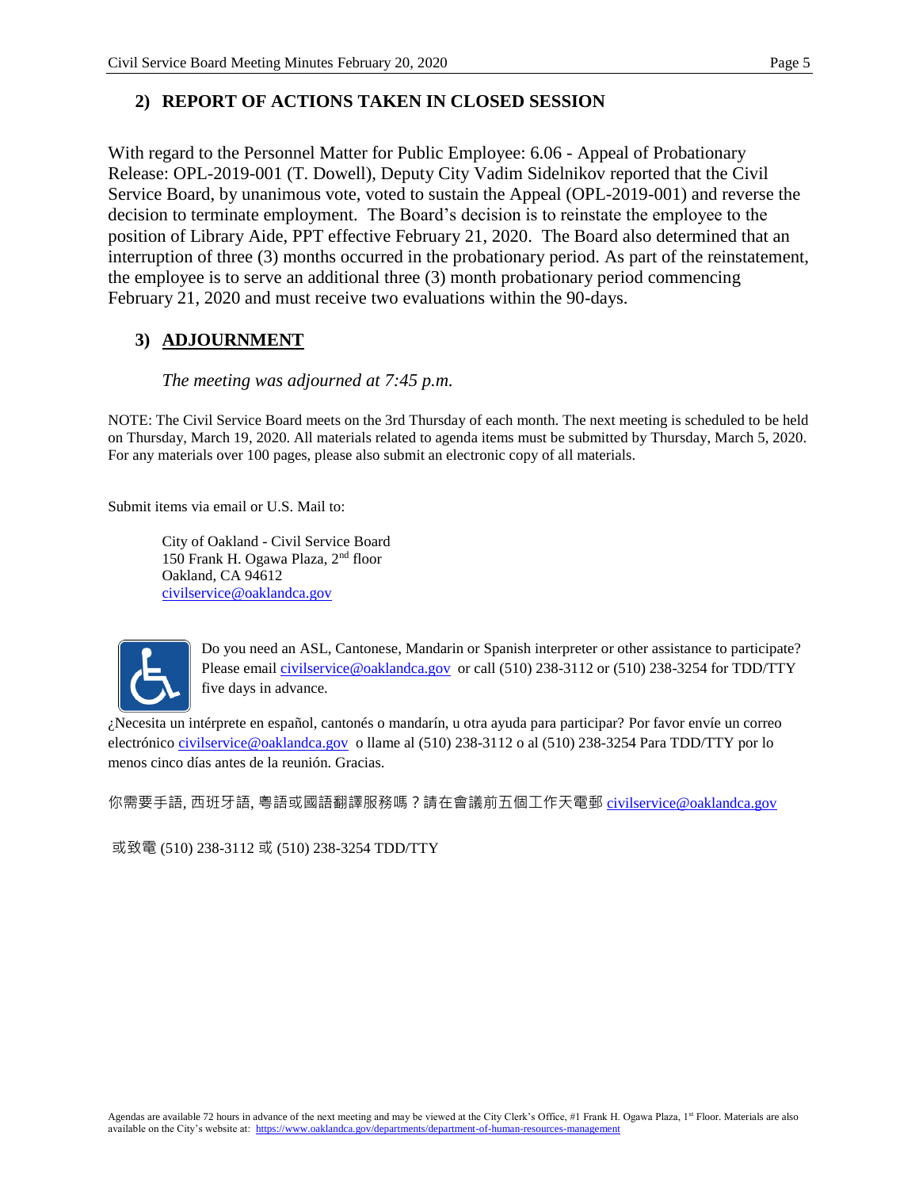## 2) REPORT OF ACTIONS TAKEN IN CLOSED SESSION

With regard to the Personnel Matter for Public Employee: 6.06 - Appeal of Probationary Release: OPL-2019-001 (T. Dowell), Deputy City Vadim Sidelnikov reported that the Civil Service Board, by unanimous vote, voted to sustain the Appeal (OPL-2019-001) and reverse the decision to terminate employment. The Board's decision is to reinstate the employee to the position of Library Aide, PPT effective February 21, 2020. The Board also determined that an interruption of three (3) months occurred in the probationary period. As part of the reinstatement, the employee is to serve an additional three (3) month probationary period commencing February 21, 2020 and must receive two evaluations within the 90-days.

## 3) ADJOURNMENT

*The meeting was adjourned at 7:45 p.m.*

NOTE: The Civil Service Board meets on the 3rd Thursday of each month. The next meeting is scheduled to be held on Thursday, March 19, 2020. All materials related to agenda items must be submitted by Thursday, March 5, 2020. For any materials over 100 pages, please also submit an electronic copy of all materials.

Submit items via email or U.S. Mail to:

City of Oakland - Civil Service Board
150 Frank H. Ogawa Plaza, 2nd floor
Oakland, CA 94612
civilservice@oaklandca.gov

Do you need an ASL, Cantonese, Mandarin or Spanish interpreter or other assistance to participate? Please email civilservice@oaklandca.gov or call (510) 238-3112 or (510) 238-3254 for TDD/TTY five days in advance.

¿Necesita un intérprete en español, cantonés o mandarín, u otra ayuda para participar? Por favor envíe un correo electrónico civilservice@oaklandca.gov o llame al (510) 238-3112 o al (510) 238-3254 Para TDD/TTY por lo menos cinco días antes de la reunión. Gracias.

你需要手語, 西班牙語, 粵語或國語翻譯服務嗎？請在會議前五個工作天電郵 civilservice@oaklandca.gov

或致電 (510) 238-3112 或 (510) 238-3254 TDD/TTY

Agendas are available 72 hours in advance of the next meeting and may be viewed at the City Clerk's Office, #1 Frank H. Ogawa Plaza, 1st Floor. Materials are also available on the City's website at: https://www.oaklandca.gov/departments/department-of-human-resources-management